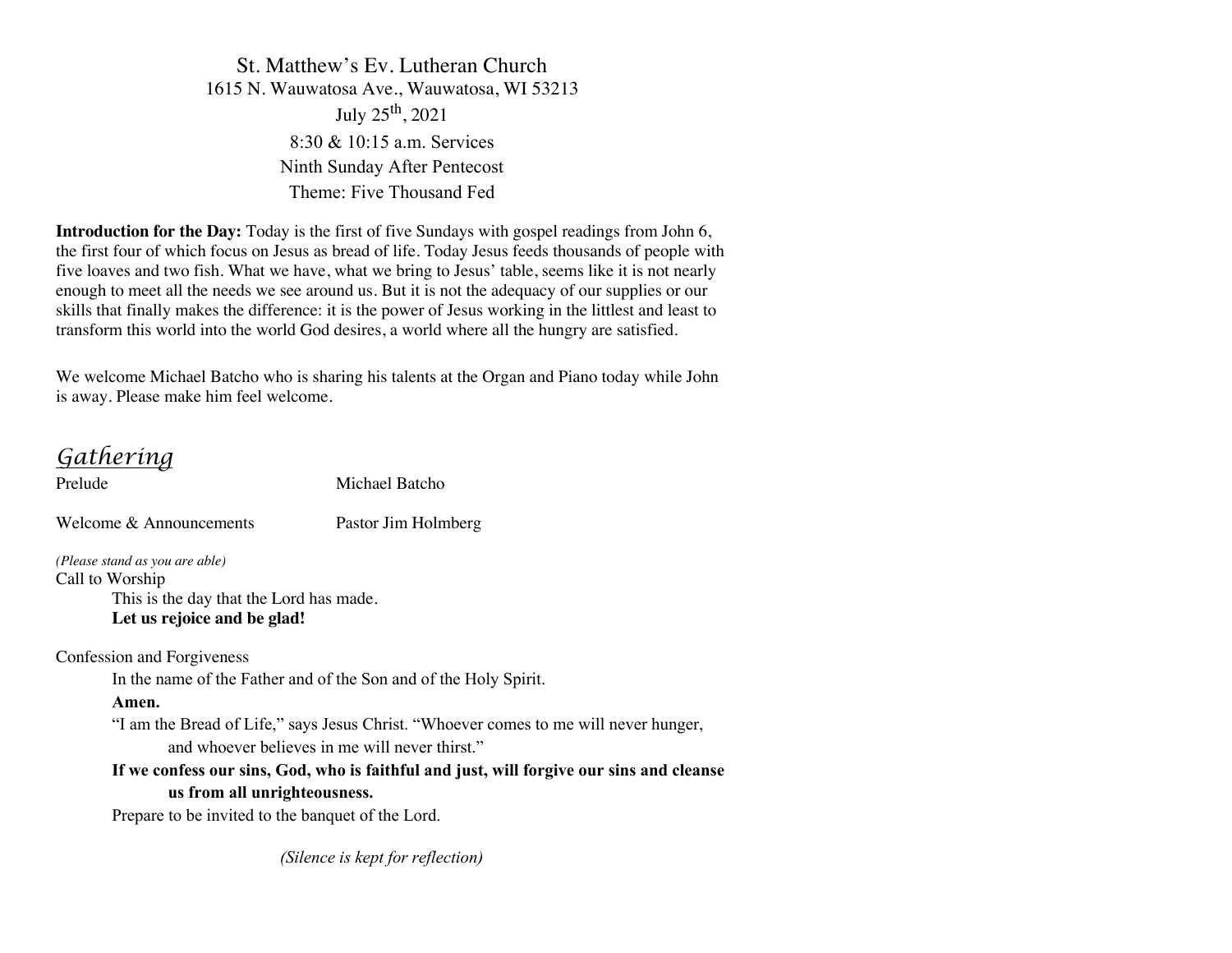St. Matthew's Ev. Lutheran Church

1615 N. Wauwatosa Ave., Wauwatosa, WI 53213

July 25th, 2021

8:30 & 10:15 a.m. Services

Ninth Sunday After Pentecost

Theme: Five Thousand Fed

**Introduction for the Day:** Today is the first of five Sundays with gospel readings from John 6, the first four of which focus on Jesus as bread of life. Today Jesus feeds thousands of people with five loaves and two fish. What we have, what we bring to Jesus' table, seems like it is not nearly enough to meet all the needs we see around us. But it is not the adequacy of our supplies or our skills that finally makes the difference: it is the power of Jesus working in the littlest and least to transform this world into the world God desires, a world where all the hungry are satisfied.

We welcome Michael Batcho who is sharing his talents at the Organ and Piano today while John is away. Please make him feel welcome.

## *Gathering*

Prelude Michael Batcho

Welcome & Announcements Pastor Jim Holmberg

*(Please stand as you are able)*

Call to Worship

This is the day that the Lord has made.

**Let us rejoice and be glad!**

Confession and Forgiveness

In the name of the Father and of the Son and of the Holy Spirit.

**Amen.**

"I am the Bread of Life," says Jesus Christ. "Whoever comes to me will never hunger, and whoever believes in me will never thirst."

**If we confess our sins, God, who is faithful and just, will forgive our sins and cleanse us from all unrighteousness.**

Prepare to be invited to the banquet of the Lord.

*(Silence is kept for reflection)*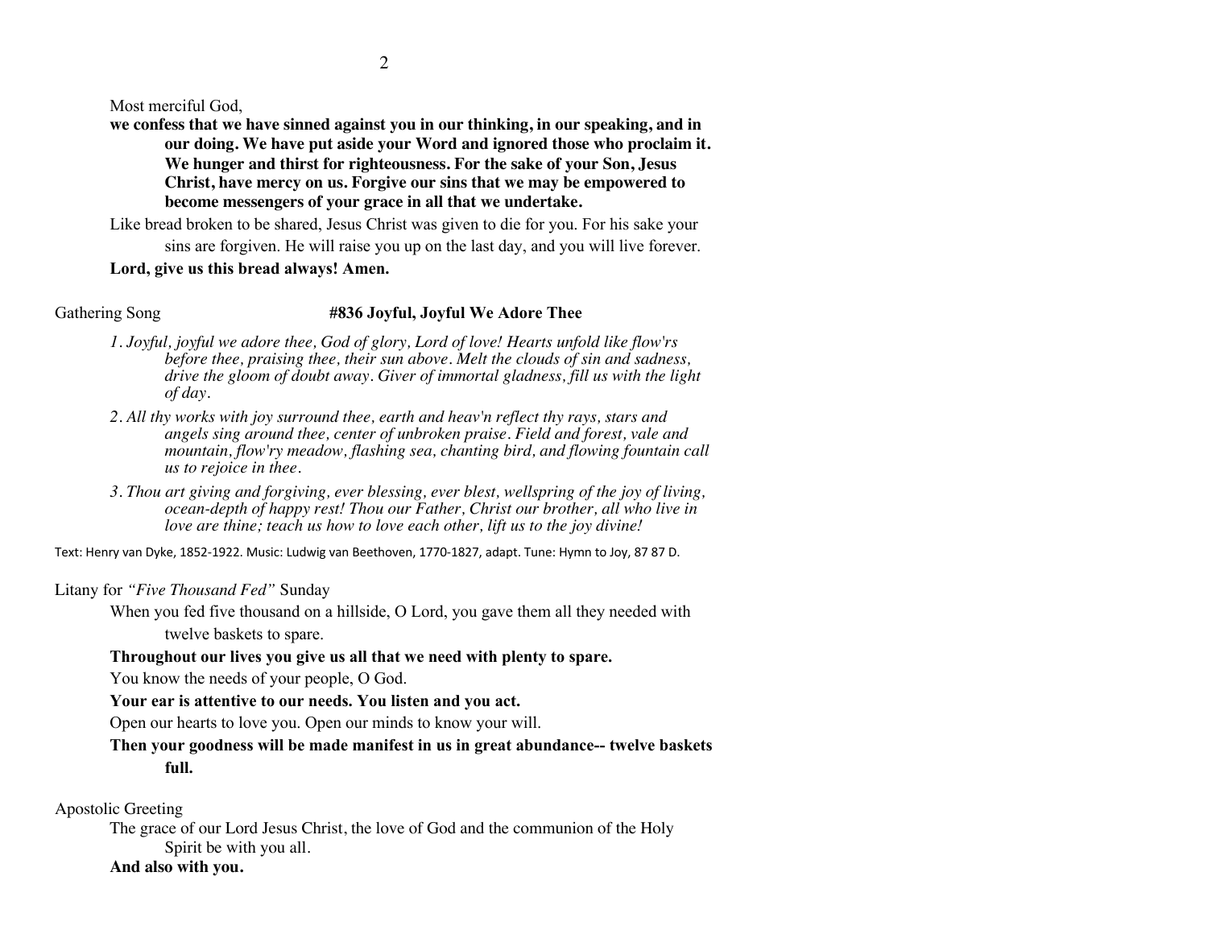Most merciful God,

**we confess that we have sinned against you in our thinking, in our speaking, and in our doing. We have put aside your Word and ignored those who proclaim it. We hunger and thirst for righteousness. For the sake of your Son, Jesus Christ, have mercy on us. Forgive our sins that we may be empowered to become messengers of your grace in all that we undertake.**

Like bread broken to be shared, Jesus Christ was given to die for you. For his sake your sins are forgiven. He will raise you up on the last day, and you will live forever.

**Lord, give us this bread always! Amen.**

Gathering Song **#836 Joyful, Joyful We Adore Thee**

*1. Joyful, joyful we adore thee, God of glory, Lord of love! Hearts unfold like flow'rs before thee, praising thee, their sun above. Melt the clouds of sin and sadness, drive the gloom of doubt away. Giver of immortal gladness, fill us with the light of day.*

*2. All thy works with joy surround thee, earth and heav'n reflect thy rays, stars and angels sing around thee, center of unbroken praise. Field and forest, vale and mountain, flow'ry meadow, flashing sea, chanting bird, and flowing fountain call us to rejoice in thee.*

*3. Thou art giving and forgiving, ever blessing, ever blest, wellspring of the joy of living, ocean-depth of happy rest! Thou our Father, Christ our brother, all who live in love are thine; teach us how to love each other, lift us to the joy divine!*

Text: Henry van Dyke, 1852-1922. Music: Ludwig van Beethoven, 1770-1827, adapt. Tune: Hymn to Joy, 87 87 D.

Litany for *"Five Thousand Fed"* Sunday

When you fed five thousand on a hillside, O Lord, you gave them all they needed with twelve baskets to spare.

**Throughout our lives you give us all that we need with plenty to spare.**

You know the needs of your people, O God.

**Your ear is attentive to our needs. You listen and you act.**

Open our hearts to love you. Open our minds to know your will.

**Then your goodness will be made manifest in us in great abundance-- twelve baskets full.**

Apostolic Greeting

The grace of our Lord Jesus Christ, the love of God and the communion of the Holy Spirit be with you all.

**And also with you.**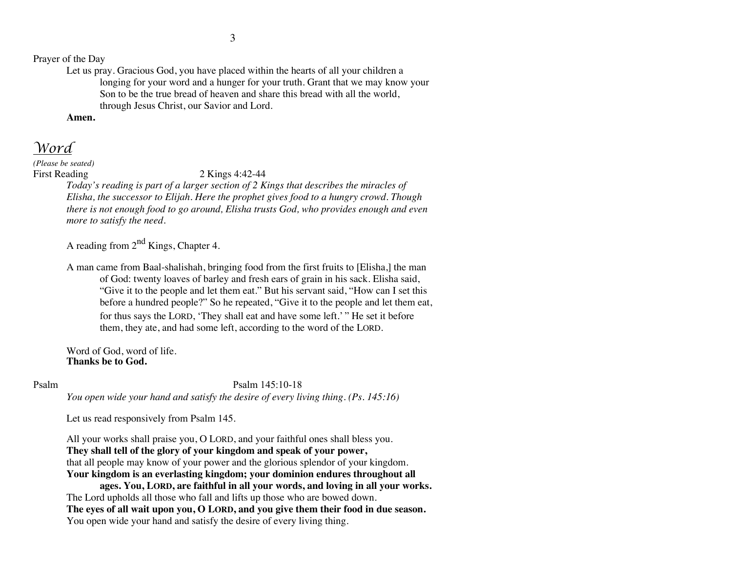Prayer of the Day

Let us pray. Gracious God, you have placed within the hearts of all your children a longing for your word and a hunger for your truth. Grant that we may know your Son to be the true bread of heaven and share this bread with all the world, through Jesus Christ, our Savior and Lord.

**Amen.**

# *Word*

*(Please be seated)*

First Reading 2 Kings 4:42-44

*Today's reading is part of a larger section of 2 Kings that describes the miracles of Elisha, the successor to Elijah. Here the prophet gives food to a hungry crowd. Though there is not enough food to go around, Elisha trusts God, who provides enough and even more to satisfy the need.*

A reading from 2nd Kings, Chapter 4.

A man came from Baal-shalishah, bringing food from the first fruits to [Elisha,] the man of God: twenty loaves of barley and fresh ears of grain in his sack. Elisha said, "Give it to the people and let them eat." But his servant said, "How can I set this before a hundred people?" So he repeated, "Give it to the people and let them eat, for thus says the LORD, 'They shall eat and have some left.' " He set it before them, they ate, and had some left, according to the word of the LORD.

Word of God, word of life.
**Thanks be to God.**

Psalm Psalm 145:10-18

*You open wide your hand and satisfy the desire of every living thing. (Ps. 145:16)*

Let us read responsively from Psalm 145.

All your works shall praise you, O LORD, and your faithful ones shall bless you.
**They shall tell of the glory of your kingdom and speak of your power,**
that all people may know of your power and the glorious splendor of your kingdom.
**Your kingdom is an everlasting kingdom; your dominion endures throughout all ages. You, LORD, are faithful in all your words, and loving in all your works.**
The Lord upholds all those who fall and lifts up those who are bowed down.
**The eyes of all wait upon you, O LORD, and you give them their food in due season.**
You open wide your hand and satisfy the desire of every living thing.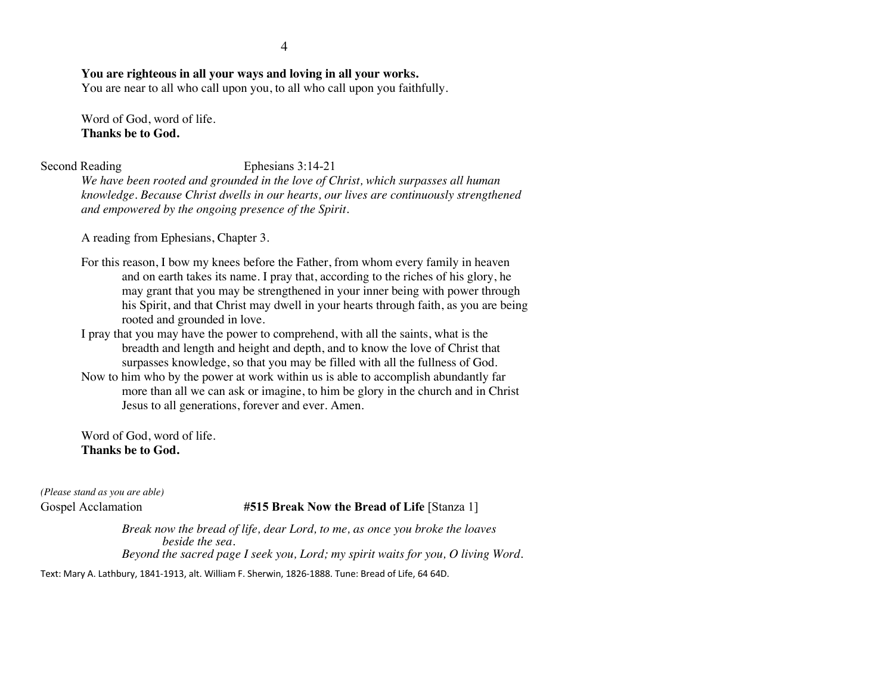**You are righteous in all your ways and loving in all your works.**
You are near to all who call upon you, to all who call upon you faithfully.

Word of God, word of life.
**Thanks be to God.**

Second Reading — Ephesians 3:14-21

*We have been rooted and grounded in the love of Christ, which surpasses all human knowledge. Because Christ dwells in our hearts, our lives are continuously strengthened and empowered by the ongoing presence of the Spirit.*

A reading from Ephesians, Chapter 3.

For this reason, I bow my knees before the Father, from whom every family in heaven and on earth takes its name. I pray that, according to the riches of his glory, he may grant that you may be strengthened in your inner being with power through his Spirit, and that Christ may dwell in your hearts through faith, as you are being rooted and grounded in love.

I pray that you may have the power to comprehend, with all the saints, what is the breadth and length and height and depth, and to know the love of Christ that surpasses knowledge, so that you may be filled with all the fullness of God.

Now to him who by the power at work within us is able to accomplish abundantly far more than all we can ask or imagine, to him be glory in the church and in Christ Jesus to all generations, forever and ever. Amen.

Word of God, word of life.
**Thanks be to God.**

*(Please stand as you are able)*

Gospel Acclamation — **#515 Break Now the Bread of Life** [Stanza 1]

*Break now the bread of life, dear Lord, to me, as once you broke the loaves beside the sea.*
*Beyond the sacred page I seek you, Lord; my spirit waits for you, O living Word.*

Text: Mary A. Lathbury, 1841-1913, alt. William F. Sherwin, 1826-1888. Tune: Bread of Life, 64 64D.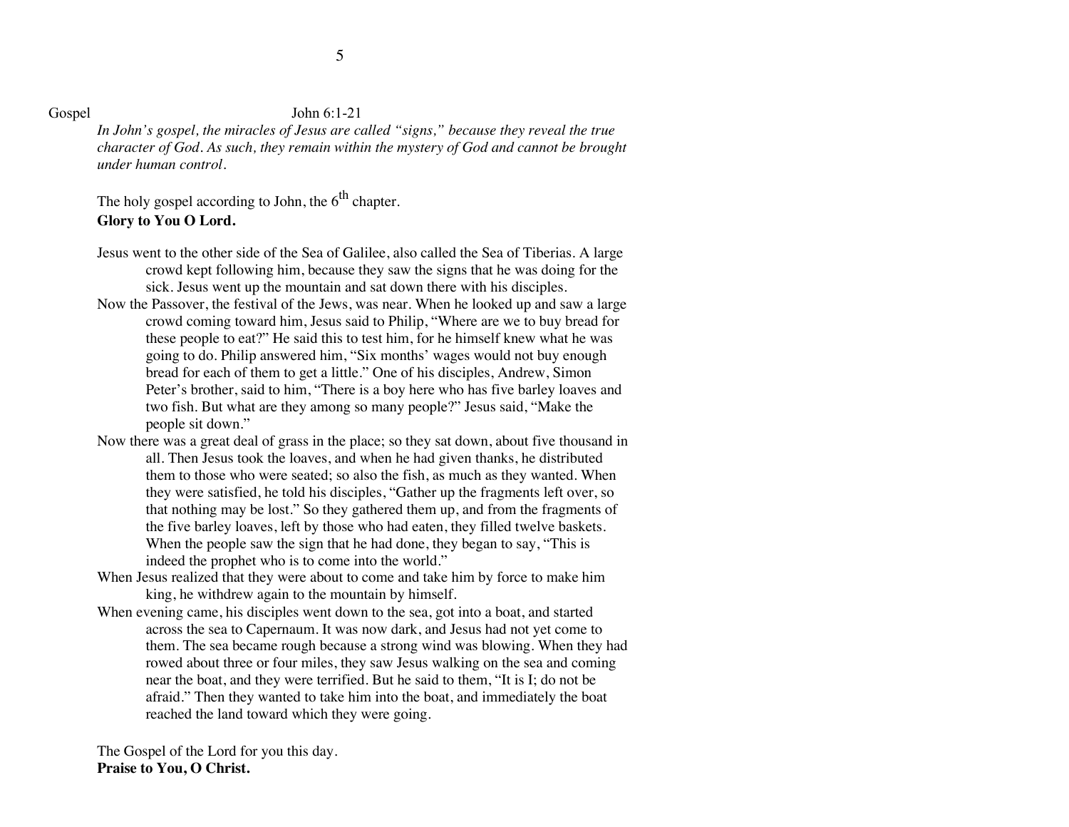Gospel John 6:1-21

*In John's gospel, the miracles of Jesus are called "signs," because they reveal the true character of God. As such, they remain within the mystery of God and cannot be brought under human control.*

The holy gospel according to John, the 6th chapter.
**Glory to You O Lord.**

Jesus went to the other side of the Sea of Galilee, also called the Sea of Tiberias. A large crowd kept following him, because they saw the signs that he was doing for the sick. Jesus went up the mountain and sat down there with his disciples.

Now the Passover, the festival of the Jews, was near. When he looked up and saw a large crowd coming toward him, Jesus said to Philip, "Where are we to buy bread for these people to eat?" He said this to test him, for he himself knew what he was going to do. Philip answered him, "Six months' wages would not buy enough bread for each of them to get a little." One of his disciples, Andrew, Simon Peter's brother, said to him, "There is a boy here who has five barley loaves and two fish. But what are they among so many people?" Jesus said, "Make the people sit down."

Now there was a great deal of grass in the place; so they sat down, about five thousand in all. Then Jesus took the loaves, and when he had given thanks, he distributed them to those who were seated; so also the fish, as much as they wanted. When they were satisfied, he told his disciples, "Gather up the fragments left over, so that nothing may be lost." So they gathered them up, and from the fragments of the five barley loaves, left by those who had eaten, they filled twelve baskets. When the people saw the sign that he had done, they began to say, "This is indeed the prophet who is to come into the world."

When Jesus realized that they were about to come and take him by force to make him king, he withdrew again to the mountain by himself.

When evening came, his disciples went down to the sea, got into a boat, and started across the sea to Capernaum. It was now dark, and Jesus had not yet come to them. The sea became rough because a strong wind was blowing. When they had rowed about three or four miles, they saw Jesus walking on the sea and coming near the boat, and they were terrified. But he said to them, "It is I; do not be afraid." Then they wanted to take him into the boat, and immediately the boat reached the land toward which they were going.

The Gospel of the Lord for you this day.
**Praise to You, O Christ.**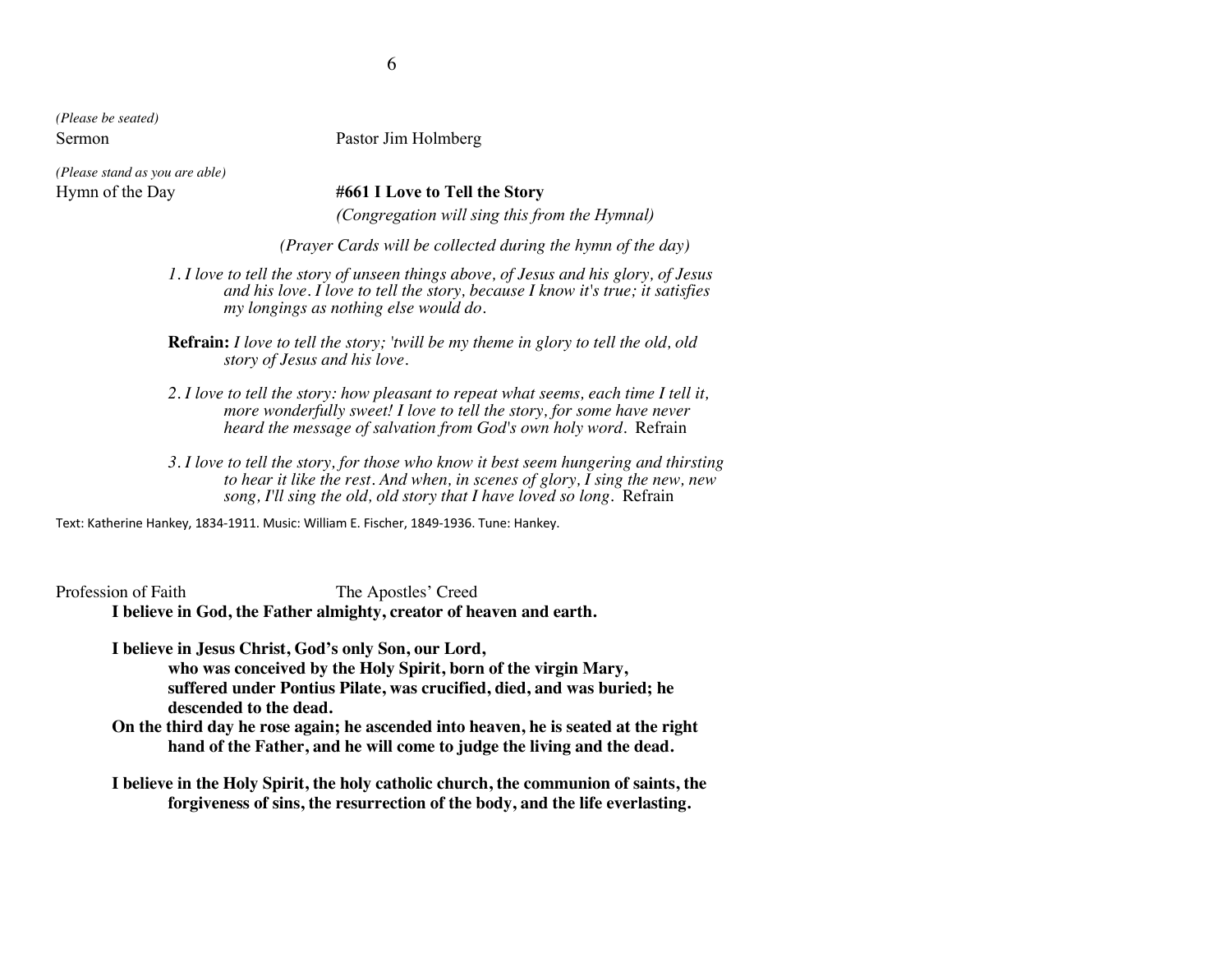*(Please be seated)*
Sermon Pastor Jim Holmberg

*(Please stand as you are able)*
Hymn of the Day **#661 I Love to Tell the Story**
*(Congregation will sing this from the Hymnal)*

*(Prayer Cards will be collected during the hymn of the day)*

*1. I love to tell the story of unseen things above, of Jesus and his glory, of Jesus and his love. I love to tell the story, because I know it's true; it satisfies my longings as nothing else would do.*

**Refrain:** *I love to tell the story; 'twill be my theme in glory to tell the old, old story of Jesus and his love.*

*2. I love to tell the story: how pleasant to repeat what seems, each time I tell it, more wonderfully sweet! I love to tell the story, for some have never heard the message of salvation from God's own holy word.* Refrain

*3. I love to tell the story, for those who know it best seem hungering and thirsting to hear it like the rest. And when, in scenes of glory, I sing the new, new song, I'll sing the old, old story that I have loved so long.* Refrain

Text: Katherine Hankey, 1834-1911. Music: William E. Fischer, 1849-1936. Tune: Hankey.

Profession of Faith The Apostles' Creed

**I believe in God, the Father almighty, creator of heaven and earth.**

**I believe in Jesus Christ, God's only Son, our Lord,
who was conceived by the Holy Spirit, born of the virgin Mary,
suffered under Pontius Pilate, was crucified, died, and was buried; he descended to the dead.
On the third day he rose again; he ascended into heaven, he is seated at the right hand of the Father, and he will come to judge the living and the dead.**

**I believe in the Holy Spirit, the holy catholic church, the communion of saints, the forgiveness of sins, the resurrection of the body, and the life everlasting.**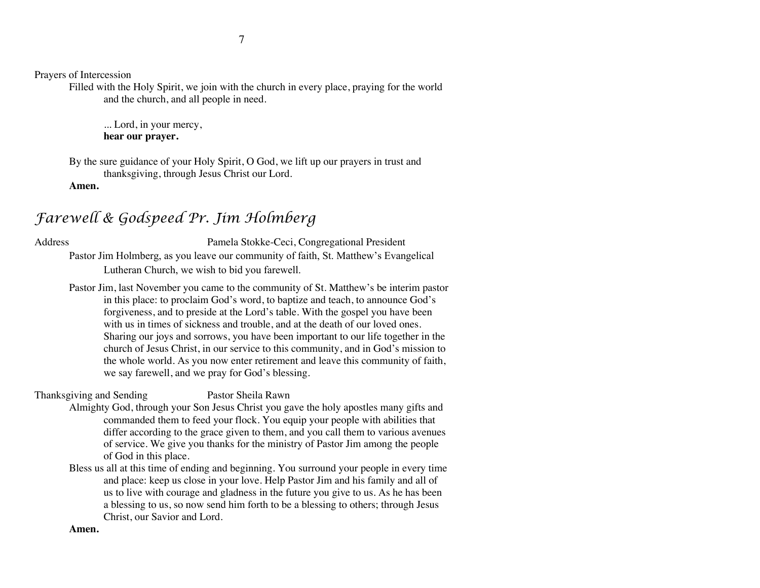Prayers of Intercession

Filled with the Holy Spirit, we join with the church in every place, praying for the world and the church, and all people in need.

... Lord, in your mercy,
**hear our prayer.**

By the sure guidance of your Holy Spirit, O God, we lift up our prayers in trust and thanksgiving, through Jesus Christ our Lord.
**Amen.**

## *Farewell & Godspeed Pr. Jim Holmberg*

Address Pamela Stokke-Ceci, Congregational President

Pastor Jim Holmberg, as you leave our community of faith, St. Matthew's Evangelical Lutheran Church, we wish to bid you farewell.

Pastor Jim, last November you came to the community of St. Matthew's be interim pastor in this place: to proclaim God's word, to baptize and teach, to announce God's forgiveness, and to preside at the Lord's table. With the gospel you have been with us in times of sickness and trouble, and at the death of our loved ones. Sharing our joys and sorrows, you have been important to our life together in the church of Jesus Christ, in our service to this community, and in God's mission to the whole world. As you now enter retirement and leave this community of faith, we say farewell, and we pray for God's blessing.

Thanksgiving and Sending Pastor Sheila Rawn

Almighty God, through your Son Jesus Christ you gave the holy apostles many gifts and commanded them to feed your flock. You equip your people with abilities that differ according to the grace given to them, and you call them to various avenues of service. We give you thanks for the ministry of Pastor Jim among the people of God in this place.

Bless us all at this time of ending and beginning. You surround your people in every time and place: keep us close in your love. Help Pastor Jim and his family and all of us to live with courage and gladness in the future you give to us. As he has been a blessing to us, so now send him forth to be a blessing to others; through Jesus Christ, our Savior and Lord.

**Amen.**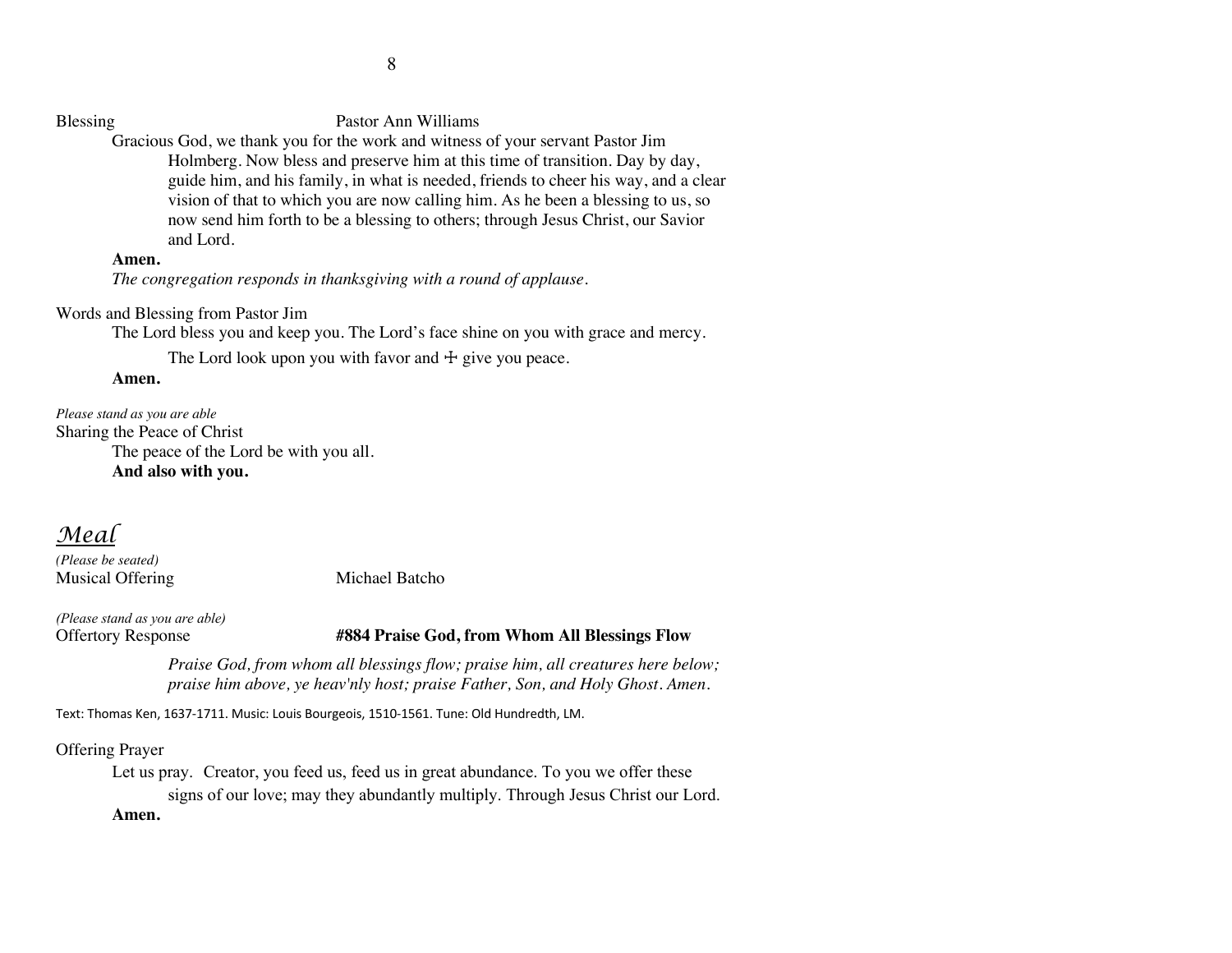Blessing Pastor Ann Williams

Gracious God, we thank you for the work and witness of your servant Pastor Jim Holmberg. Now bless and preserve him at this time of transition. Day by day, guide him, and his family, in what is needed, friends to cheer his way, and a clear vision of that to which you are now calling him. As he been a blessing to us, so now send him forth to be a blessing to others; through Jesus Christ, our Savior and Lord.

**Amen.**

*The congregation responds in thanksgiving with a round of applause.*

Words and Blessing from Pastor Jim

The Lord bless you and keep you. The Lord's face shine on you with grace and mercy.

The Lord look upon you with favor and ☩ give you peace.

**Amen.**

*Please stand as you are able*

Sharing the Peace of Christ

The peace of the Lord be with you all.

**And also with you.**

## *Meal*

*(Please be seated)*

Musical Offering Michael Batcho

*(Please stand as you are able)*

Offertory Response **#884 Praise God, from Whom All Blessings Flow**

*Praise God, from whom all blessings flow; praise him, all creatures here below; praise him above, ye heav'nly host; praise Father, Son, and Holy Ghost. Amen.*

Text: Thomas Ken, 1637-1711. Music: Louis Bourgeois, 1510-1561. Tune: Old Hundredth, LM.

Offering Prayer

Let us pray. Creator, you feed us, feed us in great abundance. To you we offer these signs of our love; may they abundantly multiply. Through Jesus Christ our Lord.

**Amen.**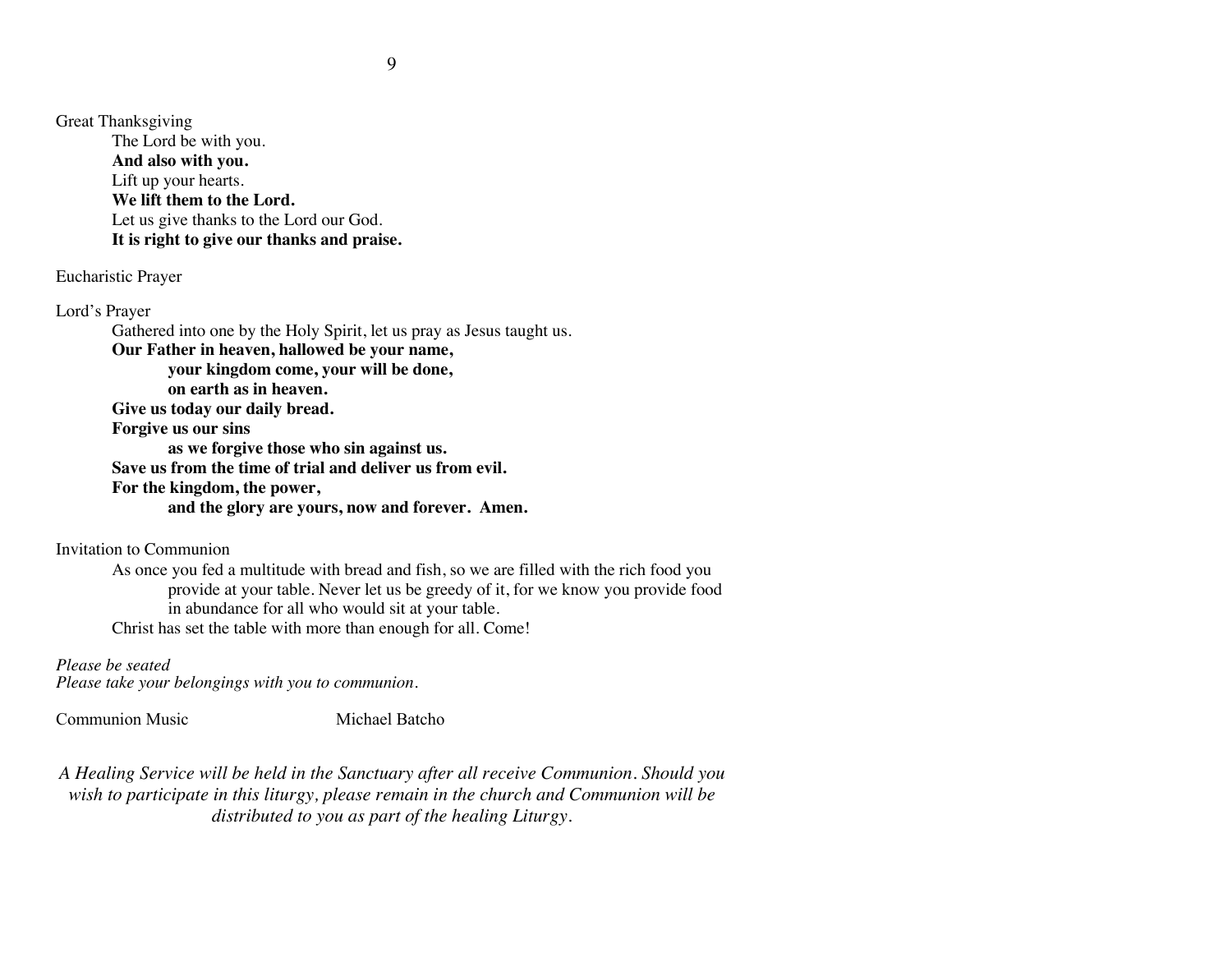Great Thanksgiving

The Lord be with you.
**And also with you.**
Lift up your hearts.
**We lift them to the Lord.**
Let us give thanks to the Lord our God.
**It is right to give our thanks and praise.**

Eucharistic Prayer

Lord's Prayer

Gathered into one by the Holy Spirit, let us pray as Jesus taught us.
**Our Father in heaven, hallowed be your name,**
**your kingdom come, your will be done,**
**on earth as in heaven.**
**Give us today our daily bread.**
**Forgive us our sins**
**as we forgive those who sin against us.**
**Save us from the time of trial and deliver us from evil.**
**For the kingdom, the power,**
**and the glory are yours, now and forever. Amen.**

Invitation to Communion

As once you fed a multitude with bread and fish, so we are filled with the rich food you provide at your table. Never let us be greedy of it, for we know you provide food in abundance for all who would sit at your table.
Christ has set the table with more than enough for all. Come!

*Please be seated*
*Please take your belongings with you to communion.*

Communion Music Michael Batcho

*A Healing Service will be held in the Sanctuary after all receive Communion. Should you wish to participate in this liturgy, please remain in the church and Communion will be distributed to you as part of the healing Liturgy.*